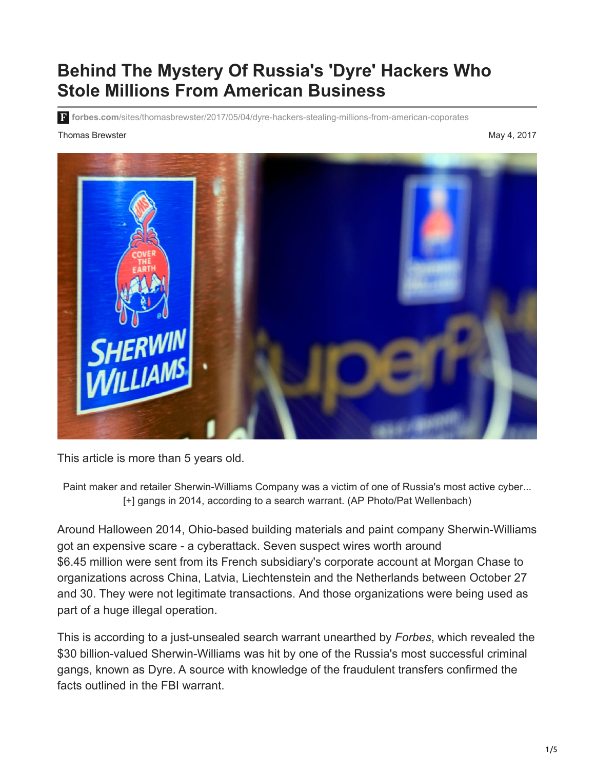# Behind The Mystery Of Russia's 'Dyre' Hackers Who Stole Millions From American Business

forbes.com/sites/thomasbrewster/2017/05/04/dyre-hackers-stealing-millions-from-american-coporates

Thomas Brewster

May 4, 2017

This article is more than 5 years old.

Paint maker and retailer Sherwin-Williams Company was a victim of one of Russia's most active cyber... [+] gangs in 2014, according to a search warrant. (AP Photo/Pat Wellenbach)

Around Halloween 2014, Ohio-based building materials and paint company Sherwin-Williams got an expensive scare - a cyberattack. Seven suspect wires worth around $6.45 million were sent from its French subsidiary's corporate account at Morgan Chase to organizations across China, Latvia, Liechtenstein and the Netherlands between October 27 and 30. They were not legitimate transactions. And those organizations were being used as part of a huge illegal operation.

This is according to a just-unsealed search warrant unearthed by *Forbes*, which revealed the $30 billion-valued Sherwin-Williams was hit by one of the Russia's most successful criminal gangs, known as Dyre. A source with knowledge of the fraudulent transfers confirmed the facts outlined in the FBI warrant.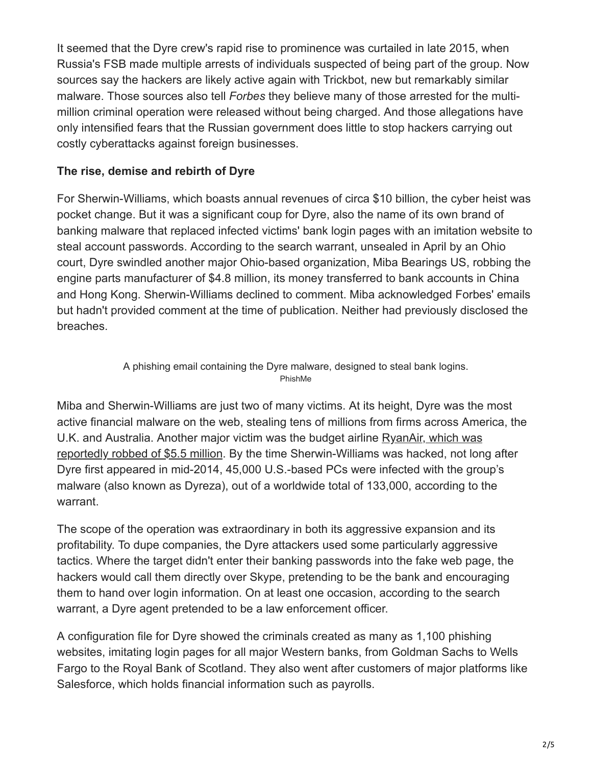It seemed that the Dyre crew's rapid rise to prominence was curtailed in late 2015, when Russia's FSB made multiple arrests of individuals suspected of being part of the group. Now sources say the hackers are likely active again with Trickbot, new but remarkably similar malware. Those sources also tell *Forbes* they believe many of those arrested for the multi-million criminal operation were released without being charged. And those allegations have only intensified fears that the Russian government does little to stop hackers carrying out costly cyberattacks against foreign businesses.

**The rise, demise and rebirth of Dyre**

For Sherwin-Williams, which boasts annual revenues of circa $10 billion, the cyber heist was pocket change. But it was a significant coup for Dyre, also the name of its own brand of banking malware that replaced infected victims' bank login pages with an imitation website to steal account passwords. According to the search warrant, unsealed in April by an Ohio court, Dyre swindled another major Ohio-based organization, Miba Bearings US, robbing the engine parts manufacturer of $4.8 million, its money transferred to bank accounts in China and Hong Kong. Sherwin-Williams declined to comment. Miba acknowledged Forbes' emails but hadn't provided comment at the time of publication. Neither had previously disclosed the breaches.

A phishing email containing the Dyre malware, designed to steal bank logins.
PhishMe

Miba and Sherwin-Williams are just two of many victims. At its height, Dyre was the most active financial malware on the web, stealing tens of millions from firms across America, the U.K. and Australia. Another major victim was the budget airline RyanAir, which was reportedly robbed of $5.5 million. By the time Sherwin-Williams was hacked, not long after Dyre first appeared in mid-2014, 45,000 U.S.-based PCs were infected with the group's malware (also known as Dyreza), out of a worldwide total of 133,000, according to the warrant.

The scope of the operation was extraordinary in both its aggressive expansion and its profitability. To dupe companies, the Dyre attackers used some particularly aggressive tactics. Where the target didn't enter their banking passwords into the fake web page, the hackers would call them directly over Skype, pretending to be the bank and encouraging them to hand over login information. On at least one occasion, according to the search warrant, a Dyre agent pretended to be a law enforcement officer.

A configuration file for Dyre showed the criminals created as many as 1,100 phishing websites, imitating login pages for all major Western banks, from Goldman Sachs to Wells Fargo to the Royal Bank of Scotland. They also went after customers of major platforms like Salesforce, which holds financial information such as payrolls.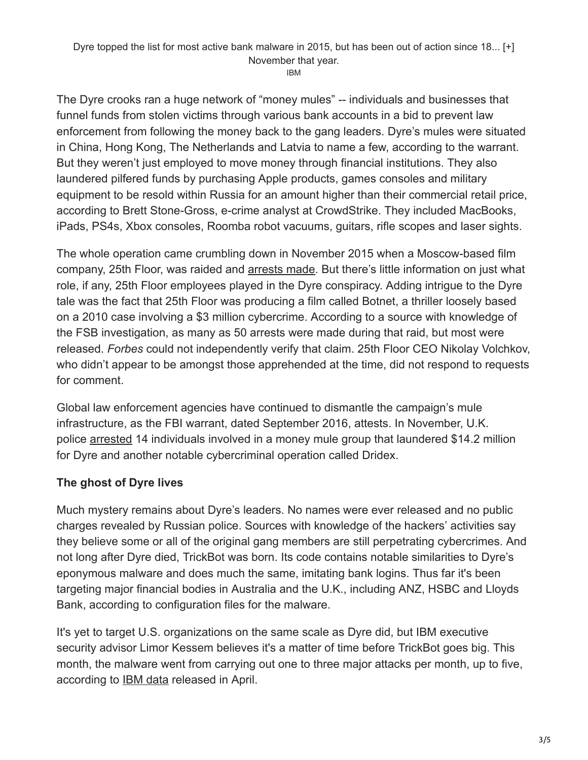Dyre topped the list for most active bank malware in 2015, but has been out of action since 18... [+] November that year.

IBM

The Dyre crooks ran a huge network of "money mules" -- individuals and businesses that funnel funds from stolen victims through various bank accounts in a bid to prevent law enforcement from following the money back to the gang leaders. Dyre's mules were situated in China, Hong Kong, The Netherlands and Latvia to name a few, according to the warrant. But they weren't just employed to move money through financial institutions. They also laundered pilfered funds by purchasing Apple products, games consoles and military equipment to be resold within Russia for an amount higher than their commercial retail price, according to Brett Stone-Gross, e-crime analyst at CrowdStrike. They included MacBooks, iPads, PS4s, Xbox consoles, Roomba robot vacuums, guitars, rifle scopes and laser sights.

The whole operation came crumbling down in November 2015 when a Moscow-based film company, 25th Floor, was raided and arrests made. But there's little information on just what role, if any, 25th Floor employees played in the Dyre conspiracy. Adding intrigue to the Dyre tale was the fact that 25th Floor was producing a film called Botnet, a thriller loosely based on a 2010 case involving a $3 million cybercrime. According to a source with knowledge of the FSB investigation, as many as 50 arrests were made during that raid, but most were released. *Forbes* could not independently verify that claim. 25th Floor CEO Nikolay Volchkov, who didn't appear to be amongst those apprehended at the time, did not respond to requests for comment.

Global law enforcement agencies have continued to dismantle the campaign's mule infrastructure, as the FBI warrant, dated September 2016, attests. In November, U.K. police arrested 14 individuals involved in a money mule group that laundered $14.2 million for Dyre and another notable cybercriminal operation called Dridex.

**The ghost of Dyre lives**

Much mystery remains about Dyre's leaders. No names were ever released and no public charges revealed by Russian police. Sources with knowledge of the hackers' activities say they believe some or all of the original gang members are still perpetrating cybercrimes. And not long after Dyre died, TrickBot was born. Its code contains notable similarities to Dyre's eponymous malware and does much the same, imitating bank logins. Thus far it's been targeting major financial bodies in Australia and the U.K., including ANZ, HSBC and Lloyds Bank, according to configuration files for the malware.

It's yet to target U.S. organizations on the same scale as Dyre did, but IBM executive security advisor Limor Kessem believes it's a matter of time before TrickBot goes big. This month, the malware went from carrying out one to three major attacks per month, up to five, according to IBM data released in April.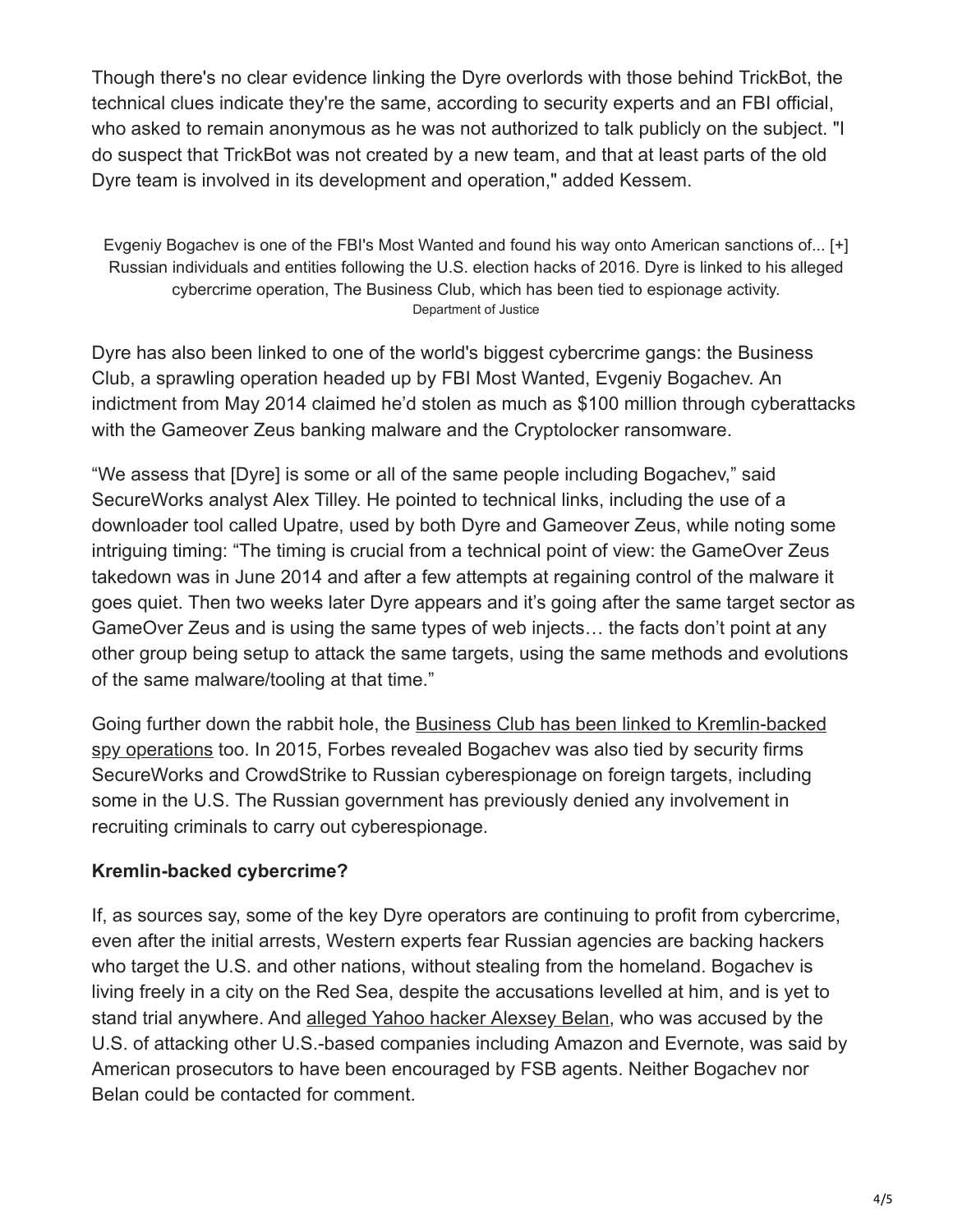Though there's no clear evidence linking the Dyre overlords with those behind TrickBot, the technical clues indicate they're the same, according to security experts and an FBI official, who asked to remain anonymous as he was not authorized to talk publicly on the subject. "I do suspect that TrickBot was not created by a new team, and that at least parts of the old Dyre team is involved in its development and operation," added Kessem.

Evgeniy Bogachev is one of the FBI's Most Wanted and found his way onto American sanctions of... [+] Russian individuals and entities following the U.S. election hacks of 2016. Dyre is linked to his alleged cybercrime operation, The Business Club, which has been tied to espionage activity.
Department of Justice

Dyre has also been linked to one of the world's biggest cybercrime gangs: the Business Club, a sprawling operation headed up by FBI Most Wanted, Evgeniy Bogachev. An indictment from May 2014 claimed he'd stolen as much as $100 million through cyberattacks with the Gameover Zeus banking malware and the Cryptolocker ransomware.

"We assess that [Dyre] is some or all of the same people including Bogachev," said SecureWorks analyst Alex Tilley. He pointed to technical links, including the use of a downloader tool called Upatre, used by both Dyre and Gameover Zeus, while noting some intriguing timing: "The timing is crucial from a technical point of view: the GameOver Zeus takedown was in June 2014 and after a few attempts at regaining control of the malware it goes quiet. Then two weeks later Dyre appears and it's going after the same target sector as GameOver Zeus and is using the same types of web injects… the facts don't point at any other group being setup to attack the same targets, using the same methods and evolutions of the same malware/tooling at that time."

Going further down the rabbit hole, the Business Club has been linked to Kremlin-backed spy operations too. In 2015, Forbes revealed Bogachev was also tied by security firms SecureWorks and CrowdStrike to Russian cyberespionage on foreign targets, including some in the U.S. The Russian government has previously denied any involvement in recruiting criminals to carry out cyberespionage.

**Kremlin-backed cybercrime?**

If, as sources say, some of the key Dyre operators are continuing to profit from cybercrime, even after the initial arrests, Western experts fear Russian agencies are backing hackers who target the U.S. and other nations, without stealing from the homeland. Bogachev is living freely in a city on the Red Sea, despite the accusations levelled at him, and is yet to stand trial anywhere. And alleged Yahoo hacker Alexsey Belan, who was accused by the U.S. of attacking other U.S.-based companies including Amazon and Evernote, was said by American prosecutors to have been encouraged by FSB agents. Neither Bogachev nor Belan could be contacted for comment.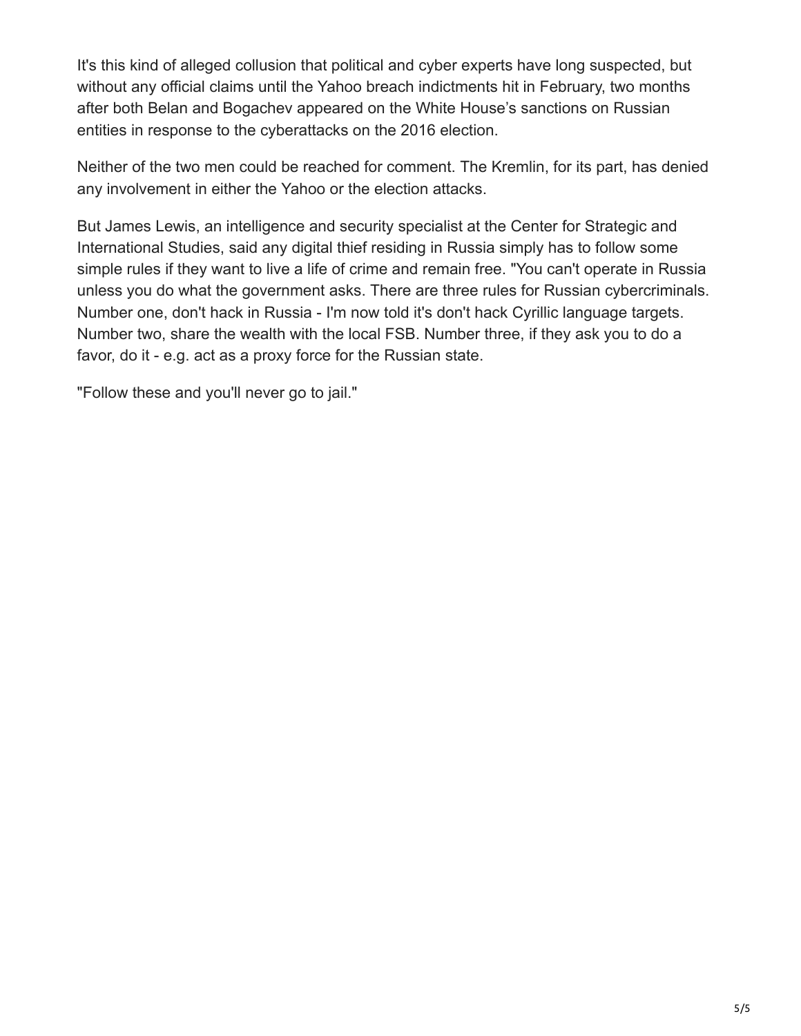It's this kind of alleged collusion that political and cyber experts have long suspected, but without any official claims until the Yahoo breach indictments hit in February, two months after both Belan and Bogachev appeared on the White House's sanctions on Russian entities in response to the cyberattacks on the 2016 election.

Neither of the two men could be reached for comment. The Kremlin, for its part, has denied any involvement in either the Yahoo or the election attacks.

But James Lewis, an intelligence and security specialist at the Center for Strategic and International Studies, said any digital thief residing in Russia simply has to follow some simple rules if they want to live a life of crime and remain free. "You can't operate in Russia unless you do what the government asks. There are three rules for Russian cybercriminals. Number one, don't hack in Russia - I'm now told it's don't hack Cyrillic language targets. Number two, share the wealth with the local FSB. Number three, if they ask you to do a favor, do it - e.g. act as a proxy force for the Russian state.

"Follow these and you'll never go to jail."